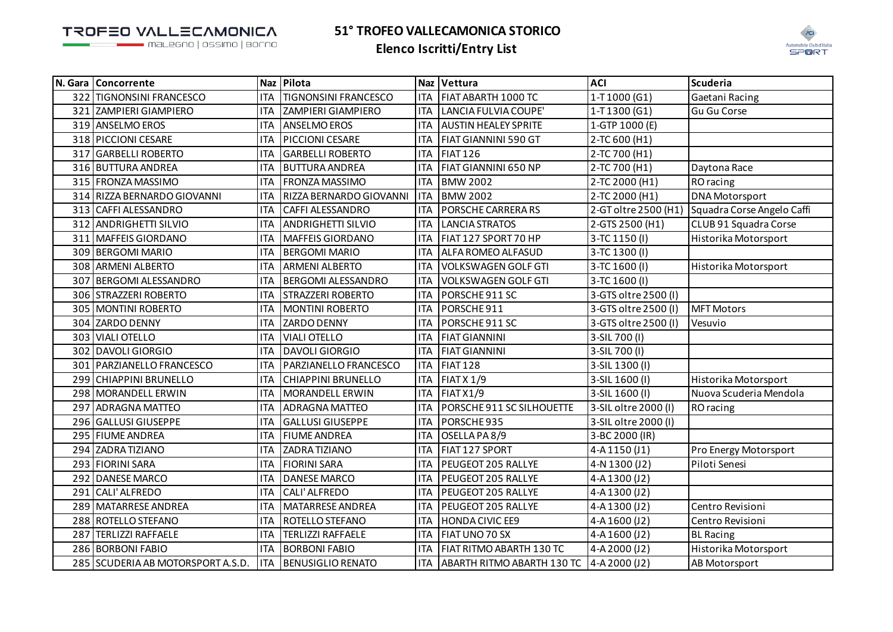# 51° TROFEO VALLECAMONICA STORICO

## Elenco Iscritti/Entry List

| N. Gara | Concorrente | Naz | Pilota | Naz | Vettura | ACI | Scuderia |
|---|---|---|---|---|---|---|---|
| 322 | TIGNONSINI FRANCESCO | ITA | TIGNONSINI FRANCESCO | ITA | FIAT ABARTH 1000 TC | 1-T 1000 (G1) | Gaetani Racing |
| 321 | ZAMPIERI GIAMPIERO | ITA | ZAMPIERI GIAMPIERO | ITA | LANCIA FULVIA COUPE' | 1-T 1300 (G1) | Gu Gu Corse |
| 319 | ANSELMO EROS | ITA | ANSELMO EROS | ITA | AUSTIN HEALEY SPRITE | 1-GTP 1000 (E) | |
| 318 | PICCIONI CESARE | ITA | PICCIONI CESARE | ITA | FIAT GIANNINI 590 GT | 2-TC 600 (H1) | |
| 317 | GARBELLI ROBERTO | ITA | GARBELLI ROBERTO | ITA | FIAT 126 | 2-TC 700 (H1) | |
| 316 | BUTTURA ANDREA | ITA | BUTTURA ANDREA | ITA | FIAT GIANNINI 650 NP | 2-TC 700 (H1) | Daytona Race |
| 315 | FRONZA MASSIMO | ITA | FRONZA MASSIMO | ITA | BMW 2002 | 2-TC 2000 (H1) | RO racing |
| 314 | RIZZA BERNARDO GIOVANNI | ITA | RIZZA BERNARDO GIOVANNI | ITA | BMW 2002 | 2-TC 2000 (H1) | DNA Motorsport |
| 313 | CAFFI ALESSANDRO | ITA | CAFFI ALESSANDRO | ITA | PORSCHE CARRERA RS | 2-GT oltre 2500 (H1) | Squadra Corse Angelo Caffi |
| 312 | ANDRIGHETTI SILVIO | ITA | ANDRIGHETTI SILVIO | ITA | LANCIA STRATOS | 2-GTS 2500 (H1) | CLUB 91 Squadra Corse |
| 311 | MAFFEIS GIORDANO | ITA | MAFFEIS GIORDANO | ITA | FIAT 127 SPORT 70 HP | 3-TC 1150 (I) | Historika Motorsport |
| 309 | BERGOMI MARIO | ITA | BERGOMI MARIO | ITA | ALFA ROMEO ALFASUD | 3-TC 1300 (I) | |
| 308 | ARMENI ALBERTO | ITA | ARMENI ALBERTO | ITA | VOLKSWAGEN GOLF GTI | 3-TC 1600 (I) | Historika Motorsport |
| 307 | BERGOMI ALESSANDRO | ITA | BERGOMI ALESSANDRO | ITA | VOLKSWAGEN GOLF GTI | 3-TC 1600 (I) | |
| 306 | STRAZZERI ROBERTO | ITA | STRAZZERI ROBERTO | ITA | PORSCHE 911 SC | 3-GTS oltre 2500 (I) | |
| 305 | MONTINI ROBERTO | ITA | MONTINI ROBERTO | ITA | PORSCHE 911 | 3-GTS oltre 2500 (I) | MFT Motors |
| 304 | ZARDO DENNY | ITA | ZARDO DENNY | ITA | PORSCHE 911 SC | 3-GTS oltre 2500 (I) | Vesuvio |
| 303 | VIALI OTELLO | ITA | VIALI OTELLO | ITA | FIAT GIANNINI | 3-SIL 700 (I) | |
| 302 | DAVOLI GIORGIO | ITA | DAVOLI GIORGIO | ITA | FIAT GIANNINI | 3-SIL 700 (I) | |
| 301 | PARZIANELLO FRANCESCO | ITA | PARZIANELLO FRANCESCO | ITA | FIAT 128 | 3-SIL 1300 (I) | |
| 299 | CHIAPPINI BRUNELLO | ITA | CHIAPPINI BRUNELLO | ITA | FIAT X 1/9 | 3-SIL 1600 (I) | Historika Motorsport |
| 298 | MORANDELL ERWIN | ITA | MORANDELL ERWIN | ITA | FIAT X1/9 | 3-SIL 1600 (I) | Nuova Scuderia Mendola |
| 297 | ADRAGNA MATTEO | ITA | ADRAGNA MATTEO | ITA | PORSCHE 911 SC SILHOUETTE | 3-SIL oltre 2000 (I) | RO racing |
| 296 | GALLUSI GIUSEPPE | ITA | GALLUSI GIUSEPPE | ITA | PORSCHE 935 | 3-SIL oltre 2000 (I) | |
| 295 | FIUME ANDREA | ITA | FIUME ANDREA | ITA | OSELLA PA 8/9 | 3-BC 2000 (IR) | |
| 294 | ZADRA TIZIANO | ITA | ZADRA TIZIANO | ITA | FIAT 127 SPORT | 4-A 1150 (J1) | Pro Energy Motorsport |
| 293 | FIORINI SARA | ITA | FIORINI SARA | ITA | PEUGEOT 205 RALLYE | 4-N 1300 (J2) | Piloti Senesi |
| 292 | DANESE MARCO | ITA | DANESE MARCO | ITA | PEUGEOT 205 RALLYE | 4-A 1300 (J2) | |
| 291 | CALI' ALFREDO | ITA | CALI' ALFREDO | ITA | PEUGEOT 205 RALLYE | 4-A 1300 (J2) | |
| 289 | MATARRESE ANDREA | ITA | MATARRESE ANDREA | ITA | PEUGEOT 205 RALLYE | 4-A 1300 (J2) | Centro Revisioni |
| 288 | ROTELLO STEFANO | ITA | ROTELLO STEFANO | ITA | HONDA CIVIC EE9 | 4-A 1600 (J2) | Centro Revisioni |
| 287 | TERLIZZI RAFFAELE | ITA | TERLIZZI RAFFAELE | ITA | FIAT UNO 70 SX | 4-A 1600 (J2) | BL Racing |
| 286 | BORBONI FABIO | ITA | BORBONI FABIO | ITA | FIAT RITMO ABARTH 130 TC | 4-A 2000 (J2) | Historika Motorsport |
| 285 | SCUDERIA AB MOTORSPORT A.S.D. | ITA | BENUSIGLIO RENATO | ITA | ABARTH RITMO ABARTH 130 TC | 4-A 2000 (J2) | AB Motorsport |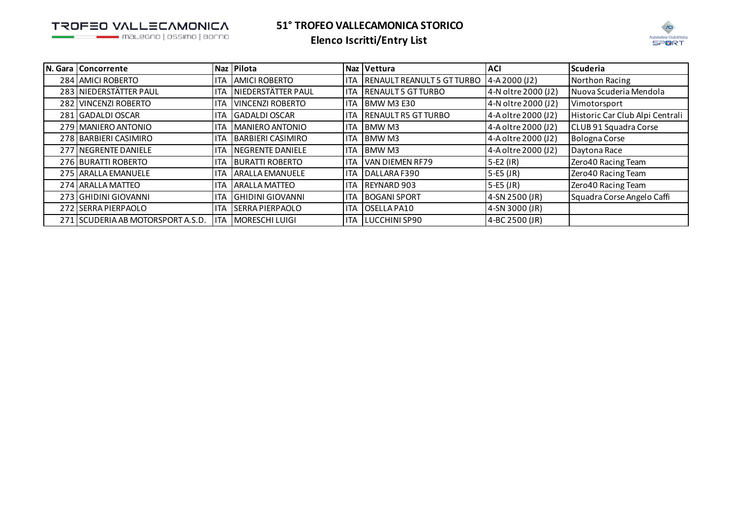# 51° TROFEO VALLECAMONICA STORICO

## Elenco Iscritti/Entry List

| N. Gara | Concorrente | Naz | Pilota | Naz | Vettura | ACI | Scuderia |
|---|---|---|---|---|---|---|---|
| 284 | AMICI ROBERTO | ITA | AMICI ROBERTO | ITA | RENAULT REANULT 5 GT TURBO | 4-A 2000 (J2) | Northon Racing |
| 283 | NIEDERSTÄTTER PAUL | ITA | NIEDERSTÄTTER PAUL | ITA | RENAULT 5 GT TURBO | 4-N oltre 2000 (J2) | Nuova Scuderia Mendola |
| 282 | VINCENZI ROBERTO | ITA | VINCENZI ROBERTO | ITA | BMW M3 E30 | 4-N oltre 2000 (J2) | Vimotorsport |
| 281 | GADALDI OSCAR | ITA | GADALDI OSCAR | ITA | RENAULT R5 GT TURBO | 4-A oltre 2000 (J2) | Historic Car Club Alpi Centrali |
| 279 | MANIERO ANTONIO | ITA | MANIERO ANTONIO | ITA | BMW M3 | 4-A oltre 2000 (J2) | CLUB 91 Squadra Corse |
| 278 | BARBIERI CASIMIRO | ITA | BARBIERI CASIMIRO | ITA | BMW M3 | 4-A oltre 2000 (J2) | Bologna Corse |
| 277 | NEGRENTE DANIELE | ITA | NEGRENTE DANIELE | ITA | BMW M3 | 4-A oltre 2000 (J2) | Daytona Race |
| 276 | BURATTI ROBERTO | ITA | BURATTI ROBERTO | ITA | VAN DIEMEN RF79 | 5-E2 (IR) | Zero40 Racing Team |
| 275 | ARALLA EMANUELE | ITA | ARALLA EMANUELE | ITA | DALLARA F390 | 5-E5 (JR) | Zero40 Racing Team |
| 274 | ARALLA MATTEO | ITA | ARALLA MATTEO | ITA | REYNARD 903 | 5-E5 (JR) | Zero40 Racing Team |
| 273 | GHIDINI GIOVANNI | ITA | GHIDINI GIOVANNI | ITA | BOGANI SPORT | 4-SN 2500 (JR) | Squadra Corse Angelo Caffi |
| 272 | SERRA PIERPAOLO | ITA | SERRA PIERPAOLO | ITA | OSELLA PA10 | 4-SN 3000 (JR) | |
| 271 | SCUDERIA AB MOTORSPORT A.S.D. | ITA | MORESCHI LUIGI | ITA | LUCCHINI SP90 | 4-BC 2500 (JR) | |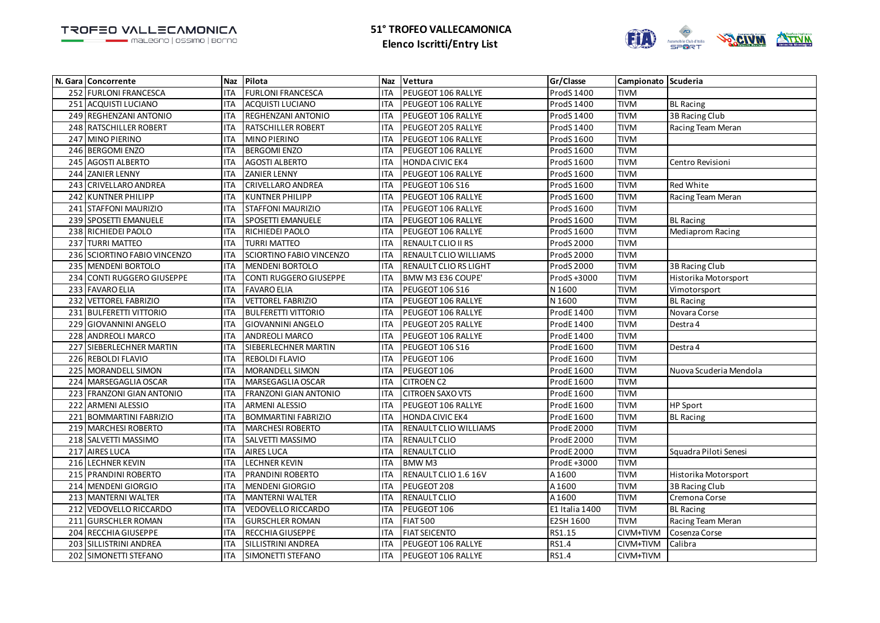# 51° TROFEO VALLECAMONICA

## Elenco Iscritti/Entry List

| N. Gara | Concorrente | Naz | Pilota | Naz | Vettura | Gr/Classe | Campionato | Scuderia |
|---|---|---|---|---|---|---|---|---|
| 252 | FURLONI FRANCESCA | ITA | FURLONI FRANCESCA | ITA | PEUGEOT 106 RALLYE | ProdS 1400 | TIVM | |
| 251 | ACQUISTI LUCIANO | ITA | ACQUISTI LUCIANO | ITA | PEUGEOT 106 RALLYE | ProdS 1400 | TIVM | BL Racing |
| 249 | REGHENZANI ANTONIO | ITA | REGHENZANI ANTONIO | ITA | PEUGEOT 106 RALLYE | ProdS 1400 | TIVM | 3B Racing Club |
| 248 | RATSCHILLER ROBERT | ITA | RATSCHILLER ROBERT | ITA | PEUGEOT 205 RALLYE | ProdS 1400 | TIVM | Racing Team Meran |
| 247 | MINO PIERINO | ITA | MINO PIERINO | ITA | PEUGEOT 106 RALLYE | ProdS 1600 | TIVM | |
| 246 | BERGOMI ENZO | ITA | BERGOMI ENZO | ITA | PEUGEOT 106 RALLYE | ProdS 1600 | TIVM | |
| 245 | AGOSTI ALBERTO | ITA | AGOSTI ALBERTO | ITA | HONDA CIVIC EK4 | ProdS 1600 | TIVM | Centro Revisioni |
| 244 | ZANIER LENNY | ITA | ZANIER LENNY | ITA | PEUGEOT 106 RALLYE | ProdS 1600 | TIVM | |
| 243 | CRIVELLARO ANDREA | ITA | CRIVELLARO ANDREA | ITA | PEUGEOT 106 S16 | ProdS 1600 | TIVM | Red White |
| 242 | KUNTNER PHILIPP | ITA | KUNTNER PHILIPP | ITA | PEUGEOT 106 RALLYE | ProdS 1600 | TIVM | Racing Team Meran |
| 241 | STAFFONI MAURIZIO | ITA | STAFFONI MAURIZIO | ITA | PEUGEOT 106 RALLYE | ProdS 1600 | TIVM | |
| 239 | SPOSETTI EMANUELE | ITA | SPOSETTI EMANUELE | ITA | PEUGEOT 106 RALLYE | ProdS 1600 | TIVM | BL Racing |
| 238 | RICHIEDEI PAOLO | ITA | RICHIEDEI PAOLO | ITA | PEUGEOT 106 RALLYE | ProdS 1600 | TIVM | Mediaprom Racing |
| 237 | TURRI MATTEO | ITA | TURRI MATTEO | ITA | RENAULT CLIO II RS | ProdS 2000 | TIVM | |
| 236 | SCIORTINO FABIO VINCENZO | ITA | SCIORTINO FABIO VINCENZO | ITA | RENAULT CLIO WILLIAMS | ProdS 2000 | TIVM | |
| 235 | MENDENI BORTOLO | ITA | MENDENI BORTOLO | ITA | RENAULT CLIO RS LIGHT | ProdS 2000 | TIVM | 3B Racing Club |
| 234 | CONTI RUGGERO GIUSEPPE | ITA | CONTI RUGGERO GIUSEPPE | ITA | BMW M3 E36 COUPE' | ProdS +3000 | TIVM | Historika Motorsport |
| 233 | FAVARO ELIA | ITA | FAVARO ELIA | ITA | PEUGEOT 106 S16 | N 1600 | TIVM | Vimotorsport |
| 232 | VETTOREL FABRIZIO | ITA | VETTOREL FABRIZIO | ITA | PEUGEOT 106 RALLYE | N 1600 | TIVM | BL Racing |
| 231 | BULFERETTI VITTORIO | ITA | BULFERETTI VITTORIO | ITA | PEUGEOT 106 RALLYE | ProdE 1400 | TIVM | Novara Corse |
| 229 | GIOVANNINI ANGELO | ITA | GIOVANNINI ANGELO | ITA | PEUGEOT 205 RALLYE | ProdE 1400 | TIVM | Destra 4 |
| 228 | ANDREOLI MARCO | ITA | ANDREOLI MARCO | ITA | PEUGEOT 106 RALLYE | ProdE 1400 | TIVM | |
| 227 | SIEBERLECHNER MARTIN | ITA | SIEBERLECHNER MARTIN | ITA | PEUGEOT 106 S16 | ProdE 1600 | TIVM | Destra 4 |
| 226 | REBOLDI FLAVIO | ITA | REBOLDI FLAVIO | ITA | PEUGEOT 106 | ProdE 1600 | TIVM | |
| 225 | MORANDELL SIMON | ITA | MORANDELL SIMON | ITA | PEUGEOT 106 | ProdE 1600 | TIVM | Nuova Scuderia Mendola |
| 224 | MARSEGAGLIA OSCAR | ITA | MARSEGAGLIA OSCAR | ITA | CITROEN C2 | ProdE 1600 | TIVM | |
| 223 | FRANZONI GIAN ANTONIO | ITA | FRANZONI GIAN ANTONIO | ITA | CITROEN SAXO VTS | ProdE 1600 | TIVM | |
| 222 | ARMENI ALESSIO | ITA | ARMENI ALESSIO | ITA | PEUGEOT 106 RALLYE | ProdE 1600 | TIVM | HP Sport |
| 221 | BOMMARTINI FABRIZIO | ITA | BOMMARTINI FABRIZIO | ITA | HONDA CIVIC EK4 | ProdE 1600 | TIVM | BL Racing |
| 219 | MARCHESI ROBERTO | ITA | MARCHESI ROBERTO | ITA | RENAULT CLIO WILLIAMS | ProdE 2000 | TIVM | |
| 218 | SALVETTI MASSIMO | ITA | SALVETTI MASSIMO | ITA | RENAULT CLIO | ProdE 2000 | TIVM | |
| 217 | AIRES LUCA | ITA | AIRES LUCA | ITA | RENAULT CLIO | ProdE 2000 | TIVM | Squadra Piloti Senesi |
| 216 | LECHNER KEVIN | ITA | LECHNER KEVIN | ITA | BMW M3 | ProdE +3000 | TIVM | |
| 215 | PRANDINI ROBERTO | ITA | PRANDINI ROBERTO | ITA | RENAULT CLIO 1.6 16V | A 1600 | TIVM | Historika Motorsport |
| 214 | MENDENI GIORGIO | ITA | MENDENI GIORGIO | ITA | PEUGEOT 208 | A 1600 | TIVM | 3B Racing Club |
| 213 | MANTERNI WALTER | ITA | MANTERNI WALTER | ITA | RENAULT CLIO | A 1600 | TIVM | Cremona Corse |
| 212 | VEDOVELLO RICCARDO | ITA | VEDOVELLO RICCARDO | ITA | PEUGEOT 106 | E1 Italia 1400 | TIVM | BL Racing |
| 211 | GURSCHLER ROMAN | ITA | GURSCHLER ROMAN | ITA | FIAT 500 | E2SH 1600 | TIVM | Racing Team Meran |
| 204 | RECCHIA GIUSEPPE | ITA | RECCHIA GIUSEPPE | ITA | FIAT SEICENTO | RS1.15 | CIVM+TIVM | Cosenza Corse |
| 203 | SILLISTRINI ANDREA | ITA | SILLISTRINI ANDREA | ITA | PEUGEOT 106 RALLYE | RS1.4 | CIVM+TIVM | Calibra |
| 202 | SIMONETTI STEFANO | ITA | SIMONETTI STEFANO | ITA | PEUGEOT 106 RALLYE | RS1.4 | CIVM+TIVM | |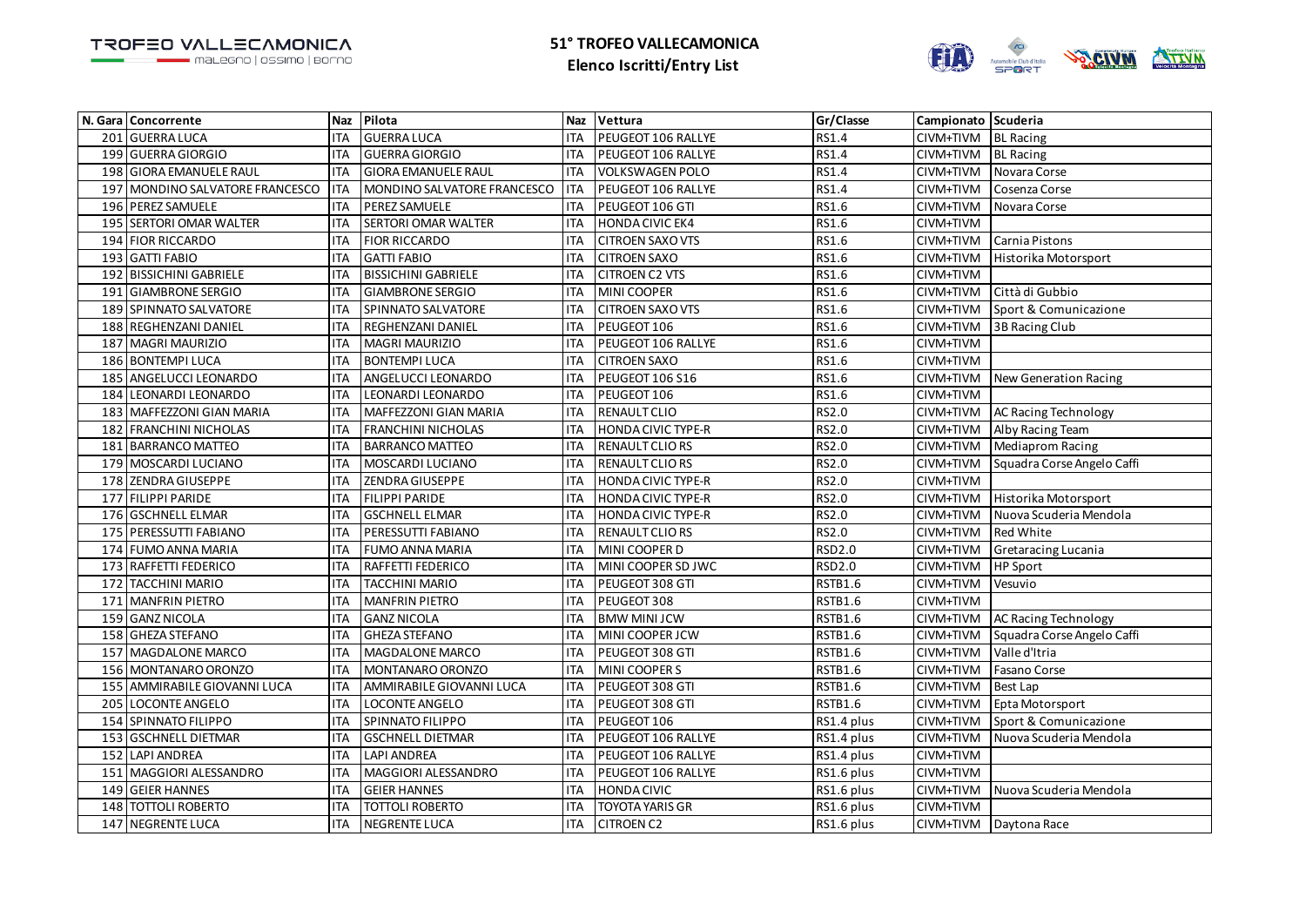# 51° TROFEO VALLECAMONICA

## Elenco Iscritti/Entry List

| N. Gara | Concorrente | Naz | Pilota | Naz | Vettura | Gr/Classe | Campionato | Scuderia |
|---|---|---|---|---|---|---|---|---|
| 201 | GUERRA LUCA | ITA | GUERRA LUCA | ITA | PEUGEOT 106 RALLYE | RS1.4 | CIVM+TIVM | BL Racing |
| 199 | GUERRA GIORGIO | ITA | GUERRA GIORGIO | ITA | PEUGEOT 106 RALLYE | RS1.4 | CIVM+TIVM | BL Racing |
| 198 | GIORA EMANUELE RAUL | ITA | GIORA EMANUELE RAUL | ITA | VOLKSWAGEN POLO | RS1.4 | CIVM+TIVM | Novara Corse |
| 197 | MONDINO SALVATORE FRANCESCO | ITA | MONDINO SALVATORE FRANCESCO | ITA | PEUGEOT 106 RALLYE | RS1.4 | CIVM+TIVM | Cosenza Corse |
| 196 | PEREZ SAMUELE | ITA | PEREZ SAMUELE | ITA | PEUGEOT 106 GTI | RS1.6 | CIVM+TIVM | Novara Corse |
| 195 | SERTORI OMAR WALTER | ITA | SERTORI OMAR WALTER | ITA | HONDA CIVIC EK4 | RS1.6 | CIVM+TIVM | |
| 194 | FIOR RICCARDO | ITA | FIOR RICCARDO | ITA | CITROEN SAXO VTS | RS1.6 | CIVM+TIVM | Carnia Pistons |
| 193 | GATTI FABIO | ITA | GATTI FABIO | ITA | CITROEN SAXO | RS1.6 | CIVM+TIVM | Historika Motorsport |
| 192 | BISSICHINI GABRIELE | ITA | BISSICHINI GABRIELE | ITA | CITROEN C2 VTS | RS1.6 | CIVM+TIVM | |
| 191 | GIAMBRONE SERGIO | ITA | GIAMBRONE SERGIO | ITA | MINI COOPER | RS1.6 | CIVM+TIVM | Città di Gubbio |
| 189 | SPINNATO SALVATORE | ITA | SPINNATO SALVATORE | ITA | CITROEN SAXO VTS | RS1.6 | CIVM+TIVM | Sport & Comunicazione |
| 188 | REGHENZANI DANIEL | ITA | REGHENZANI DANIEL | ITA | PEUGEOT 106 | RS1.6 | CIVM+TIVM | 3B Racing Club |
| 187 | MAGRI MAURIZIO | ITA | MAGRI MAURIZIO | ITA | PEUGEOT 106 RALLYE | RS1.6 | CIVM+TIVM | |
| 186 | BONTEMPI LUCA | ITA | BONTEMPI LUCA | ITA | CITROEN SAXO | RS1.6 | CIVM+TIVM | |
| 185 | ANGELUCCI LEONARDO | ITA | ANGELUCCI LEONARDO | ITA | PEUGEOT 106 S16 | RS1.6 | CIVM+TIVM | New Generation Racing |
| 184 | LEONARDI LEONARDO | ITA | LEONARDI LEONARDO | ITA | PEUGEOT 106 | RS1.6 | CIVM+TIVM | |
| 183 | MAFFEZZONI GIAN MARIA | ITA | MAFFEZZONI GIAN MARIA | ITA | RENAULT CLIO | RS2.0 | CIVM+TIVM | AC Racing Technology |
| 182 | FRANCHINI NICHOLAS | ITA | FRANCHINI NICHOLAS | ITA | HONDA CIVIC TYPE-R | RS2.0 | CIVM+TIVM | Alby Racing Team |
| 181 | BARRANCO MATTEO | ITA | BARRANCO MATTEO | ITA | RENAULT CLIO RS | RS2.0 | CIVM+TIVM | Mediaprom Racing |
| 179 | MOSCARDI LUCIANO | ITA | MOSCARDI LUCIANO | ITA | RENAULT CLIO RS | RS2.0 | CIVM+TIVM | Squadra Corse Angelo Caffi |
| 178 | ZENDRA GIUSEPPE | ITA | ZENDRA GIUSEPPE | ITA | HONDA CIVIC TYPE-R | RS2.0 | CIVM+TIVM | |
| 177 | FILIPPI PARIDE | ITA | FILIPPI PARIDE | ITA | HONDA CIVIC TYPE-R | RS2.0 | CIVM+TIVM | Historika Motorsport |
| 176 | GSCHNELL ELMAR | ITA | GSCHNELL ELMAR | ITA | HONDA CIVIC TYPE-R | RS2.0 | CIVM+TIVM | Nuova Scuderia Mendola |
| 175 | PERESSUTTI FABIANO | ITA | PERESSUTTI FABIANO | ITA | RENAULT CLIO RS | RS2.0 | CIVM+TIVM | Red White |
| 174 | FUMO ANNA MARIA | ITA | FUMO ANNA MARIA | ITA | MINI COOPER D | RSD2.0 | CIVM+TIVM | Gretaracing Lucania |
| 173 | RAFFETTI FEDERICO | ITA | RAFFETTI FEDERICO | ITA | MINI COOPER SD JWC | RSD2.0 | CIVM+TIVM | HP Sport |
| 172 | TACCHINI MARIO | ITA | TACCHINI MARIO | ITA | PEUGEOT 308 GTI | RSTB1.6 | CIVM+TIVM | Vesuvio |
| 171 | MANFRIN PIETRO | ITA | MANFRIN PIETRO | ITA | PEUGEOT 308 | RSTB1.6 | CIVM+TIVM | |
| 159 | GANZ NICOLA | ITA | GANZ NICOLA | ITA | BMW MINI JCW | RSTB1.6 | CIVM+TIVM | AC Racing Technology |
| 158 | GHEZA STEFANO | ITA | GHEZA STEFANO | ITA | MINI COOPER JCW | RSTB1.6 | CIVM+TIVM | Squadra Corse Angelo Caffi |
| 157 | MAGDALONE MARCO | ITA | MAGDALONE MARCO | ITA | PEUGEOT 308 GTI | RSTB1.6 | CIVM+TIVM | Valle d'Itria |
| 156 | MONTANARO ORONZO | ITA | MONTANARO ORONZO | ITA | MINI COOPER S | RSTB1.6 | CIVM+TIVM | Fasano Corse |
| 155 | AMMIRABILE GIOVANNI LUCA | ITA | AMMIRABILE GIOVANNI LUCA | ITA | PEUGEOT 308 GTI | RSTB1.6 | CIVM+TIVM | Best Lap |
| 205 | LOCONTE ANGELO | ITA | LOCONTE ANGELO | ITA | PEUGEOT 308 GTI | RSTB1.6 | CIVM+TIVM | Epta Motorsport |
| 154 | SPINNATO FILIPPO | ITA | SPINNATO FILIPPO | ITA | PEUGEOT 106 | RS1.4 plus | CIVM+TIVM | Sport & Comunicazione |
| 153 | GSCHNELL DIETMAR | ITA | GSCHNELL DIETMAR | ITA | PEUGEOT 106 RALLYE | RS1.4 plus | CIVM+TIVM | Nuova Scuderia Mendola |
| 152 | LAPI ANDREA | ITA | LAPI ANDREA | ITA | PEUGEOT 106 RALLYE | RS1.4 plus | CIVM+TIVM | |
| 151 | MAGGIORI ALESSANDRO | ITA | MAGGIORI ALESSANDRO | ITA | PEUGEOT 106 RALLYE | RS1.6 plus | CIVM+TIVM | |
| 149 | GEIER HANNES | ITA | GEIER HANNES | ITA | HONDA CIVIC | RS1.6 plus | CIVM+TIVM | Nuova Scuderia Mendola |
| 148 | TOTTOLI ROBERTO | ITA | TOTTOLI ROBERTO | ITA | TOYOTA YARIS GR | RS1.6 plus | CIVM+TIVM | |
| 147 | NEGRENTE LUCA | ITA | NEGRENTE LUCA | ITA | CITROEN C2 | RS1.6 plus | CIVM+TIVM | Daytona Race |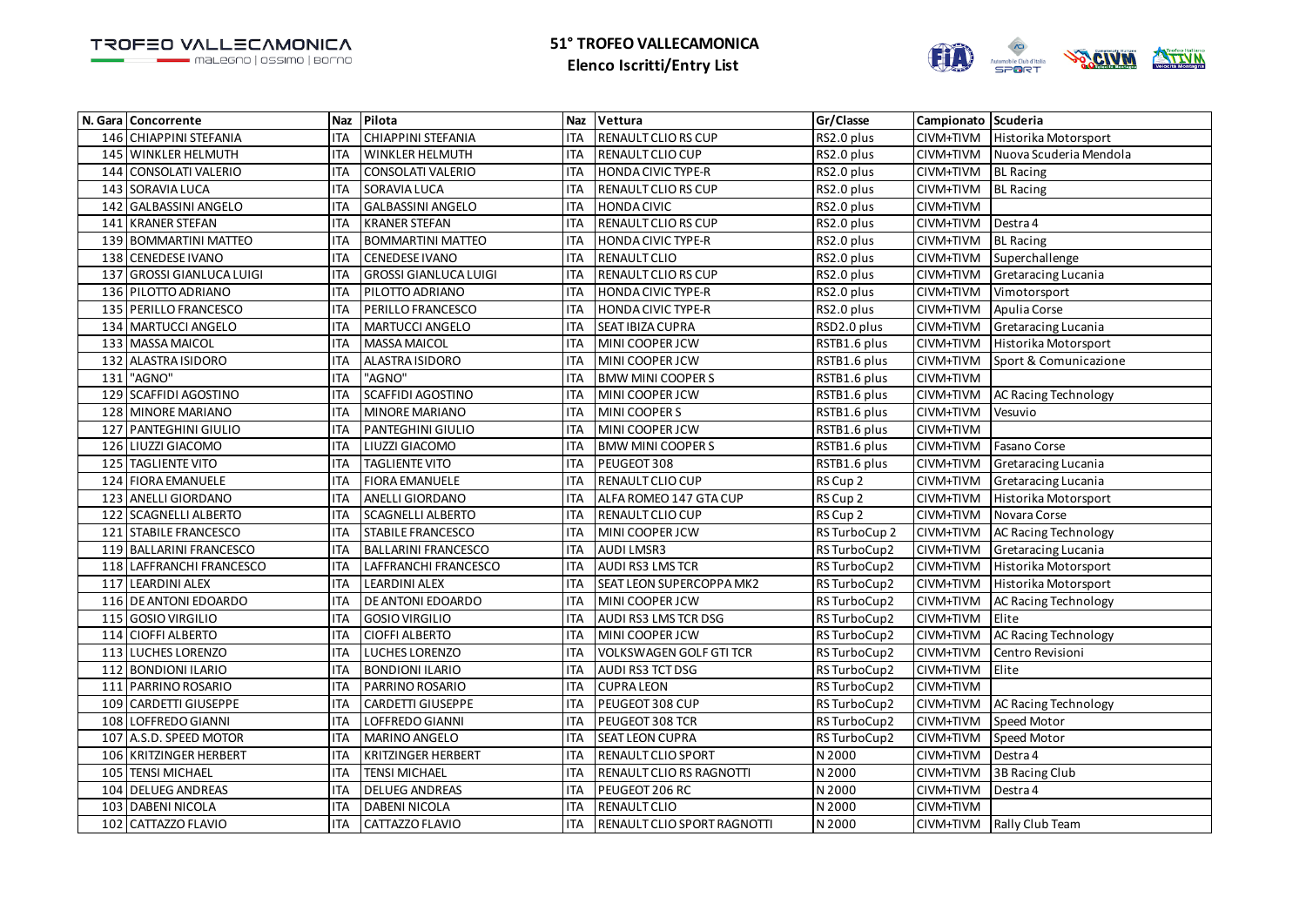# 51° TROFEO VALLECAMONICA

**Elenco Iscritti/Entry List**

| N. Gara | Concorrente | Naz | Pilota | Naz | Vettura | Gr/Classe | Campionato | Scuderia |
|---|---|---|---|---|---|---|---|---|
| 146 | CHIAPPINI STEFANIA | ITA | CHIAPPINI STEFANIA | ITA | RENAULT CLIO RS CUP | RS2.0 plus | CIVM+TIVM | Historika Motorsport |
| 145 | WINKLER HELMUTH | ITA | WINKLER HELMUTH | ITA | RENAULT CLIO CUP | RS2.0 plus | CIVM+TIVM | Nuova Scuderia Mendola |
| 144 | CONSOLATI VALERIO | ITA | CONSOLATI VALERIO | ITA | HONDA CIVIC TYPE-R | RS2.0 plus | CIVM+TIVM | BL Racing |
| 143 | SORAVIA LUCA | ITA | SORAVIA LUCA | ITA | RENAULT CLIO RS CUP | RS2.0 plus | CIVM+TIVM | BL Racing |
| 142 | GALBASSINI ANGELO | ITA | GALBASSINI ANGELO | ITA | HONDA CIVIC | RS2.0 plus | CIVM+TIVM | |
| 141 | KRANER STEFAN | ITA | KRANER STEFAN | ITA | RENAULT CLIO RS CUP | RS2.0 plus | CIVM+TIVM | Destra 4 |
| 139 | BOMMARTINI MATTEO | ITA | BOMMARTINI MATTEO | ITA | HONDA CIVIC TYPE-R | RS2.0 plus | CIVM+TIVM | BL Racing |
| 138 | CENEDESE IVANO | ITA | CENEDESE IVANO | ITA | RENAULT CLIO | RS2.0 plus | CIVM+TIVM | Superchallenge |
| 137 | GROSSI GIANLUCA LUIGI | ITA | GROSSI GIANLUCA LUIGI | ITA | RENAULT CLIO RS CUP | RS2.0 plus | CIVM+TIVM | Gretaracing Lucania |
| 136 | PILOTTO ADRIANO | ITA | PILOTTO ADRIANO | ITA | HONDA CIVIC TYPE-R | RS2.0 plus | CIVM+TIVM | Vimotorsport |
| 135 | PERILLO FRANCESCO | ITA | PERILLO FRANCESCO | ITA | HONDA CIVIC TYPE-R | RS2.0 plus | CIVM+TIVM | Apulia Corse |
| 134 | MARTUCCI ANGELO | ITA | MARTUCCI ANGELO | ITA | SEAT IBIZA CUPRA | RSD2.0 plus | CIVM+TIVM | Gretaracing Lucania |
| 133 | MASSA MAICOL | ITA | MASSA MAICOL | ITA | MINI COOPER JCW | RSTB1.6 plus | CIVM+TIVM | Historika Motorsport |
| 132 | ALASTRA ISIDORO | ITA | ALASTRA ISIDORO | ITA | MINI COOPER JCW | RSTB1.6 plus | CIVM+TIVM | Sport & Comunicazione |
| 131 | "AGNO" | ITA | "AGNO" | ITA | BMW MINI COOPER S | RSTB1.6 plus | CIVM+TIVM | |
| 129 | SCAFFIDI AGOSTINO | ITA | SCAFFIDI AGOSTINO | ITA | MINI COOPER JCW | RSTB1.6 plus | CIVM+TIVM | AC Racing Technology |
| 128 | MINORE MARIANO | ITA | MINORE MARIANO | ITA | MINI COOPER S | RSTB1.6 plus | CIVM+TIVM | Vesuvio |
| 127 | PANTEGHINI GIULIO | ITA | PANTEGHINI GIULIO | ITA | MINI COOPER JCW | RSTB1.6 plus | CIVM+TIVM | |
| 126 | LIUZZI GIACOMO | ITA | LIUZZI GIACOMO | ITA | BMW MINI COOPER S | RSTB1.6 plus | CIVM+TIVM | Fasano Corse |
| 125 | TAGLIENTE VITO | ITA | TAGLIENTE VITO | ITA | PEUGEOT 308 | RSTB1.6 plus | CIVM+TIVM | Gretaracing Lucania |
| 124 | FIORA EMANUELE | ITA | FIORA EMANUELE | ITA | RENAULT CLIO CUP | RS Cup 2 | CIVM+TIVM | Gretaracing Lucania |
| 123 | ANELLI GIORDANO | ITA | ANELLI GIORDANO | ITA | ALFA ROMEO 147 GTA CUP | RS Cup 2 | CIVM+TIVM | Historika Motorsport |
| 122 | SCAGNELLI ALBERTO | ITA | SCAGNELLI ALBERTO | ITA | RENAULT CLIO CUP | RS Cup 2 | CIVM+TIVM | Novara Corse |
| 121 | STABILE FRANCESCO | ITA | STABILE FRANCESCO | ITA | MINI COOPER JCW | RS TurboCup 2 | CIVM+TIVM | AC Racing Technology |
| 119 | BALLARINI FRANCESCO | ITA | BALLARINI FRANCESCO | ITA | AUDI LMSR3 | RS TurboCup2 | CIVM+TIVM | Gretaracing Lucania |
| 118 | LAFFRANCHI FRANCESCO | ITA | LAFFRANCHI FRANCESCO | ITA | AUDI RS3 LMS TCR | RS TurboCup2 | CIVM+TIVM | Historika Motorsport |
| 117 | LEARDINI ALEX | ITA | LEARDINI ALEX | ITA | SEAT LEON SUPERCOPPA MK2 | RS TurboCup2 | CIVM+TIVM | Historika Motorsport |
| 116 | DE ANTONI EDOARDO | ITA | DE ANTONI EDOARDO | ITA | MINI COOPER JCW | RS TurboCup2 | CIVM+TIVM | AC Racing Technology |
| 115 | GOSIO VIRGILIO | ITA | GOSIO VIRGILIO | ITA | AUDI RS3 LMS TCR DSG | RS TurboCup2 | CIVM+TIVM | Elite |
| 114 | CIOFFI ALBERTO | ITA | CIOFFI ALBERTO | ITA | MINI COOPER JCW | RS TurboCup2 | CIVM+TIVM | AC Racing Technology |
| 113 | LUCHES LORENZO | ITA | LUCHES LORENZO | ITA | VOLKSWAGEN GOLF GTI TCR | RS TurboCup2 | CIVM+TIVM | Centro Revisioni |
| 112 | BONDIONI ILARIO | ITA | BONDIONI ILARIO | ITA | AUDI RS3 TCT DSG | RS TurboCup2 | CIVM+TIVM | Elite |
| 111 | PARRINO ROSARIO | ITA | PARRINO ROSARIO | ITA | CUPRA LEON | RS TurboCup2 | CIVM+TIVM | |
| 109 | CARDETTI GIUSEPPE | ITA | CARDETTI GIUSEPPE | ITA | PEUGEOT 308 CUP | RS TurboCup2 | CIVM+TIVM | AC Racing Technology |
| 108 | LOFFREDO GIANNI | ITA | LOFFREDO GIANNI | ITA | PEUGEOT 308 TCR | RS TurboCup2 | CIVM+TIVM | Speed Motor |
| 107 | A.S.D. SPEED MOTOR | ITA | MARINO ANGELO | ITA | SEAT LEON CUPRA | RS TurboCup2 | CIVM+TIVM | Speed Motor |
| 106 | KRITZINGER HERBERT | ITA | KRITZINGER HERBERT | ITA | RENAULT CLIO SPORT | N 2000 | CIVM+TIVM | Destra 4 |
| 105 | TENSI MICHAEL | ITA | TENSI MICHAEL | ITA | RENAULT CLIO RS RAGNOTTI | N 2000 | CIVM+TIVM | 3B Racing Club |
| 104 | DELUEG ANDREAS | ITA | DELUEG ANDREAS | ITA | PEUGEOT 206 RC | N 2000 | CIVM+TIVM | Destra 4 |
| 103 | DABENI NICOLA | ITA | DABENI NICOLA | ITA | RENAULT CLIO | N 2000 | CIVM+TIVM | |
| 102 | CATTAZZO FLAVIO | ITA | CATTAZZO FLAVIO | ITA | RENAULT CLIO SPORT RAGNOTTI | N 2000 | CIVM+TIVM | Rally Club Team |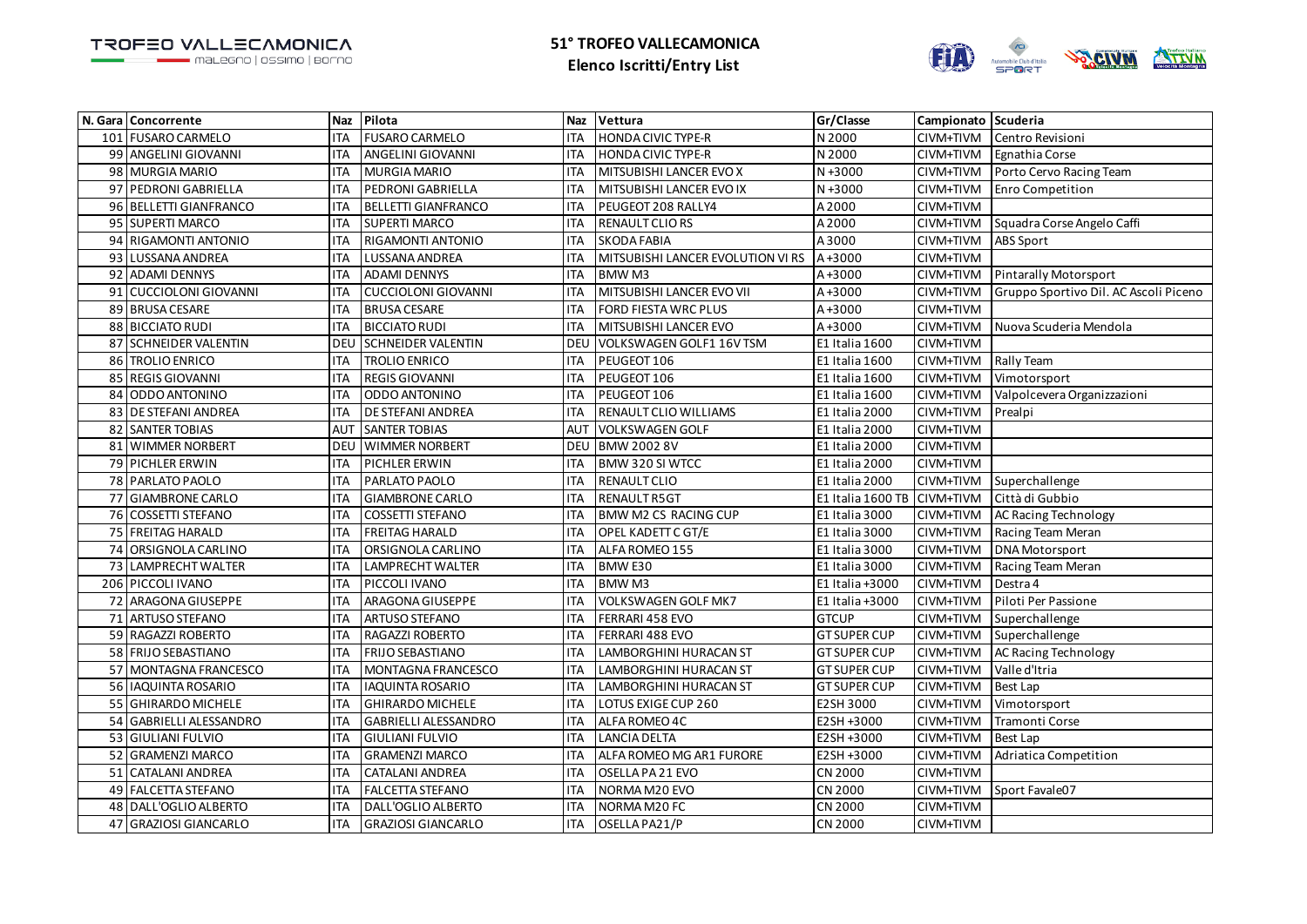# 51° TROFEO VALLECAMONICA

## Elenco Iscritti/Entry List

| N. Gara | Concorrente | Naz | Pilota | Naz | Vettura | Gr/Classe | Campionato | Scuderia |
|---|---|---|---|---|---|---|---|---|
| 101 | FUSARO CARMELO | ITA | FUSARO CARMELO | ITA | HONDA CIVIC TYPE-R | N 2000 | CIVM+TIVM | Centro Revisioni |
| 99 | ANGELINI GIOVANNI | ITA | ANGELINI GIOVANNI | ITA | HONDA CIVIC TYPE-R | N 2000 | CIVM+TIVM | Egnathia Corse |
| 98 | MURGIA MARIO | ITA | MURGIA MARIO | ITA | MITSUBISHI LANCER EVO X | N +3000 | CIVM+TIVM | Porto Cervo Racing Team |
| 97 | PEDRONI GABRIELLA | ITA | PEDRONI GABRIELLA | ITA | MITSUBISHI LANCER EVO IX | N +3000 | CIVM+TIVM | Enro Competition |
| 96 | BELLETTI GIANFRANCO | ITA | BELLETTI GIANFRANCO | ITA | PEUGEOT 208 RALLY4 | A 2000 | CIVM+TIVM | |
| 95 | SUPERTI MARCO | ITA | SUPERTI MARCO | ITA | RENAULT CLIO RS | A 2000 | CIVM+TIVM | Squadra Corse Angelo Caffi |
| 94 | RIGAMONTI ANTONIO | ITA | RIGAMONTI ANTONIO | ITA | SKODA FABIA | A 3000 | CIVM+TIVM | ABS Sport |
| 93 | LUSSANA ANDREA | ITA | LUSSANA ANDREA | ITA | MITSUBISHI LANCER EVOLUTION VI RS | A +3000 | CIVM+TIVM | |
| 92 | ADAMI DENNYS | ITA | ADAMI DENNYS | ITA | BMW M3 | A +3000 | CIVM+TIVM | Pintarally Motorsport |
| 91 | CUCCIOLONI GIOVANNI | ITA | CUCCIOLONI GIOVANNI | ITA | MITSUBISHI LANCER EVO VII | A +3000 | CIVM+TIVM | Gruppo Sportivo Dil. AC Ascoli Piceno |
| 89 | BRUSA CESARE | ITA | BRUSA CESARE | ITA | FORD FIESTA WRC PLUS | A +3000 | CIVM+TIVM | |
| 88 | BICCIATO RUDI | ITA | BICCIATO RUDI | ITA | MITSUBISHI LANCER EVO | A +3000 | CIVM+TIVM | Nuova Scuderia Mendola |
| 87 | SCHNEIDER VALENTIN | DEU | SCHNEIDER VALENTIN | DEU | VOLKSWAGEN GOLF1 16V TSM | E1 Italia 1600 | CIVM+TIVM | |
| 86 | TROLIO ENRICO | ITA | TROLIO ENRICO | ITA | PEUGEOT 106 | E1 Italia 1600 | CIVM+TIVM | Rally Team |
| 85 | REGIS GIOVANNI | ITA | REGIS GIOVANNI | ITA | PEUGEOT 106 | E1 Italia 1600 | CIVM+TIVM | Vimotorsport |
| 84 | ODDO ANTONINO | ITA | ODDO ANTONINO | ITA | PEUGEOT 106 | E1 Italia 1600 | CIVM+TIVM | Valpolcevera Organizzazioni |
| 83 | DE STEFANI ANDREA | ITA | DE STEFANI ANDREA | ITA | RENAULT CLIO WILLIAMS | E1 Italia 2000 | CIVM+TIVM | Prealpi |
| 82 | SANTER TOBIAS | AUT | SANTER TOBIAS | AUT | VOLKSWAGEN GOLF | E1 Italia 2000 | CIVM+TIVM | |
| 81 | WIMMER NORBERT | DEU | WIMMER NORBERT | DEU | BMW 2002 8V | E1 Italia 2000 | CIVM+TIVM | |
| 79 | PICHLER ERWIN | ITA | PICHLER ERWIN | ITA | BMW 320 SI WTCC | E1 Italia 2000 | CIVM+TIVM | |
| 78 | PARLATO PAOLO | ITA | PARLATO PAOLO | ITA | RENAULT CLIO | E1 Italia 2000 | CIVM+TIVM | Superchallenge |
| 77 | GIAMBRONE CARLO | ITA | GIAMBRONE CARLO | ITA | RENAULT R5GT | E1 Italia 1600 TB | CIVM+TIVM | Città di Gubbio |
| 76 | COSSETTI STEFANO | ITA | COSSETTI STEFANO | ITA | BMW M2 CS RACING CUP | E1 Italia 3000 | CIVM+TIVM | AC Racing Technology |
| 75 | FREITAG HARALD | ITA | FREITAG HARALD | ITA | OPEL KADETT C GT/E | E1 Italia 3000 | CIVM+TIVM | Racing Team Meran |
| 74 | ORSIGNOLA CARLINO | ITA | ORSIGNOLA CARLINO | ITA | ALFA ROMEO 155 | E1 Italia 3000 | CIVM+TIVM | DNA Motorsport |
| 73 | LAMPRECHT WALTER | ITA | LAMPRECHT WALTER | ITA | BMW E30 | E1 Italia 3000 | CIVM+TIVM | Racing Team Meran |
| 206 | PICCOLI IVANO | ITA | PICCOLI IVANO | ITA | BMW M3 | E1 Italia +3000 | CIVM+TIVM | Destra 4 |
| 72 | ARAGONA GIUSEPPE | ITA | ARAGONA GIUSEPPE | ITA | VOLKSWAGEN GOLF MK7 | E1 Italia +3000 | CIVM+TIVM | Piloti Per Passione |
| 71 | ARTUSO STEFANO | ITA | ARTUSO STEFANO | ITA | FERRARI 458 EVO | GTCUP | CIVM+TIVM | Superchallenge |
| 59 | RAGAZZI ROBERTO | ITA | RAGAZZI ROBERTO | ITA | FERRARI 488 EVO | GT SUPER CUP | CIVM+TIVM | Superchallenge |
| 58 | FRIJO SEBASTIANO | ITA | FRIJO SEBASTIANO | ITA | LAMBORGHINI HURACAN ST | GT SUPER CUP | CIVM+TIVM | AC Racing Technology |
| 57 | MONTAGNA FRANCESCO | ITA | MONTAGNA FRANCESCO | ITA | LAMBORGHINI HURACAN ST | GT SUPER CUP | CIVM+TIVM | Valle d'Itria |
| 56 | IAQUINTA ROSARIO | ITA | IAQUINTA ROSARIO | ITA | LAMBORGHINI HURACAN ST | GT SUPER CUP | CIVM+TIVM | Best Lap |
| 55 | GHIRARDO MICHELE | ITA | GHIRARDO MICHELE | ITA | LOTUS EXIGE CUP 260 | E2SH 3000 | CIVM+TIVM | Vimotorsport |
| 54 | GABRIELLI ALESSANDRO | ITA | GABRIELLI ALESSANDRO | ITA | ALFA ROMEO 4C | E2SH +3000 | CIVM+TIVM | Tramonti Corse |
| 53 | GIULIANI FULVIO | ITA | GIULIANI FULVIO | ITA | LANCIA DELTA | E2SH +3000 | CIVM+TIVM | Best Lap |
| 52 | GRAMENZI MARCO | ITA | GRAMENZI MARCO | ITA | ALFA ROMEO MG AR1 FURORE | E2SH +3000 | CIVM+TIVM | Adriatica Competition |
| 51 | CATALANI ANDREA | ITA | CATALANI ANDREA | ITA | OSELLA PA 21 EVO | CN 2000 | CIVM+TIVM | |
| 49 | FALCETTA STEFANO | ITA | FALCETTA STEFANO | ITA | NORMA M20 EVO | CN 2000 | CIVM+TIVM | Sport Favale07 |
| 48 | DALL'OGLIO ALBERTO | ITA | DALL'OGLIO ALBERTO | ITA | NORMA M20 FC | CN 2000 | CIVM+TIVM | |
| 47 | GRAZIOSI GIANCARLO | ITA | GRAZIOSI GIANCARLO | ITA | OSELLA PA21/P | CN 2000 | CIVM+TIVM | |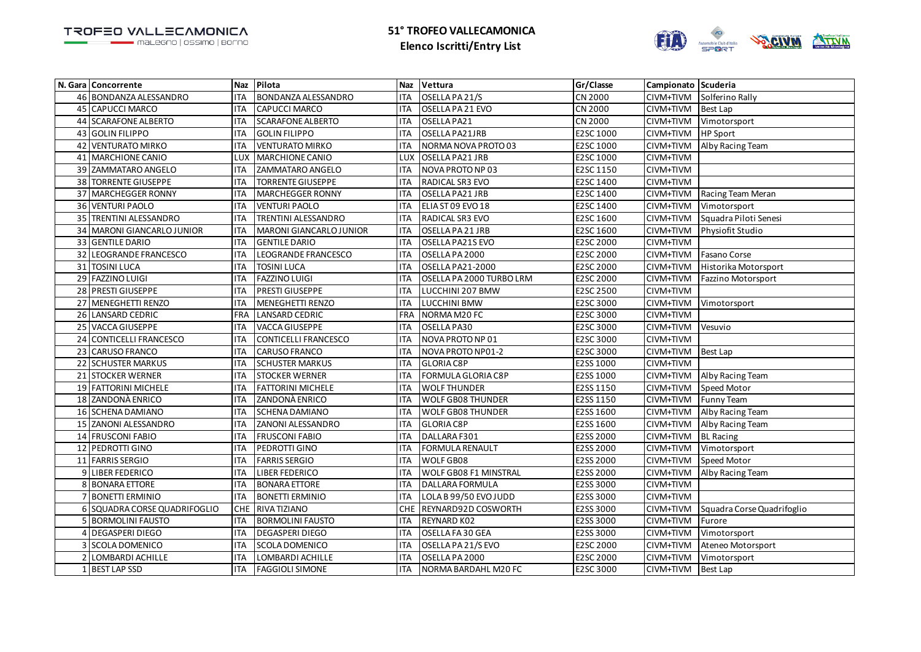# 51° TROFEO VALLECAMONICA

## Elenco Iscritti/Entry List

| N. Gara | Concorrente | Naz | Pilota | Naz | Vettura | Gr/Classe | Campionato | Scuderia |
|---|---|---|---|---|---|---|---|---|
| 46 | BONDANZA ALESSANDRO | ITA | BONDANZA ALESSANDRO | ITA | OSELLA PA 21/S | CN 2000 | CIVM+TIVM | Solferino Rally |
| 45 | CAPUCCI MARCO | ITA | CAPUCCI MARCO | ITA | OSELLA PA 21 EVO | CN 2000 | CIVM+TIVM | Best Lap |
| 44 | SCARAFONE ALBERTO | ITA | SCARAFONE ALBERTO | ITA | OSELLA PA21 | CN 2000 | CIVM+TIVM | Vimotorsport |
| 43 | GOLIN FILIPPO | ITA | GOLIN FILIPPO | ITA | OSELLA PA21JRB | E2SC 1000 | CIVM+TIVM | HP Sport |
| 42 | VENTURATO MIRKO | ITA | VENTURATO MIRKO | ITA | NORMA NOVA PROTO 03 | E2SC 1000 | CIVM+TIVM | Alby Racing Team |
| 41 | MARCHIONE CANIO | LUX | MARCHIONE CANIO | LUX | OSELLA PA21 JRB | E2SC 1000 | CIVM+TIVM | |
| 39 | ZAMMATARO ANGELO | ITA | ZAMMATARO ANGELO | ITA | NOVA PROTO NP 03 | E2SC 1150 | CIVM+TIVM | |
| 38 | TORRENTE GIUSEPPE | ITA | TORRENTE GIUSEPPE | ITA | RADICAL SR3 EVO | E2SC 1400 | CIVM+TIVM | |
| 37 | MARCHEGGER RONNY | ITA | MARCHEGGER RONNY | ITA | OSELLA PA21 JRB | E2SC 1400 | CIVM+TIVM | Racing Team Meran |
| 36 | VENTURI PAOLO | ITA | VENTURI PAOLO | ITA | ELIA ST 09 EVO 18 | E2SC 1400 | CIVM+TIVM | Vimotorsport |
| 35 | TRENTINI ALESSANDRO | ITA | TRENTINI ALESSANDRO | ITA | RADICAL SR3 EVO | E2SC 1600 | CIVM+TIVM | Squadra Piloti Senesi |
| 34 | MARONI GIANCARLO JUNIOR | ITA | MARONI GIANCARLO JUNIOR | ITA | OSELLA PA 21 JRB | E2SC 1600 | CIVM+TIVM | Physiofit Studio |
| 33 | GENTILE DARIO | ITA | GENTILE DARIO | ITA | OSELLA PA21S EVO | E2SC 2000 | CIVM+TIVM | |
| 32 | LEOGRANDE FRANCESCO | ITA | LEOGRANDE FRANCESCO | ITA | OSELLA PA 2000 | E2SC 2000 | CIVM+TIVM | Fasano Corse |
| 31 | TOSINI LUCA | ITA | TOSINI LUCA | ITA | OSELLA PA21-2000 | E2SC 2000 | CIVM+TIVM | Historika Motorsport |
| 29 | FAZZINO LUIGI | ITA | FAZZINO LUIGI | ITA | OSELLA PA 2000 TURBO LRM | E2SC 2000 | CIVM+TIVM | Fazzino Motorsport |
| 28 | PRESTI GIUSEPPE | ITA | PRESTI GIUSEPPE | ITA | LUCCHINI 207 BMW | E2SC 2500 | CIVM+TIVM | |
| 27 | MENEGHETTI RENZO | ITA | MENEGHETTI RENZO | ITA | LUCCHINI BMW | E2SC 3000 | CIVM+TIVM | Vimotorsport |
| 26 | LANSARD CEDRIC | FRA | LANSARD CEDRIC | FRA | NORMA M20 FC | E2SC 3000 | CIVM+TIVM | |
| 25 | VACCA GIUSEPPE | ITA | VACCA GIUSEPPE | ITA | OSELLA PA30 | E2SC 3000 | CIVM+TIVM | Vesuvio |
| 24 | CONTICELLI FRANCESCO | ITA | CONTICELLI FRANCESCO | ITA | NOVA PROTO NP 01 | E2SC 3000 | CIVM+TIVM | |
| 23 | CARUSO FRANCO | ITA | CARUSO FRANCO | ITA | NOVA PROTO NP01-2 | E2SC 3000 | CIVM+TIVM | Best Lap |
| 22 | SCHUSTER MARKUS | ITA | SCHUSTER MARKUS | ITA | GLORIA C8P | E2SS 1000 | CIVM+TIVM | |
| 21 | STOCKER WERNER | ITA | STOCKER WERNER | ITA | FORMULA GLORIA C8P | E2SS 1000 | CIVM+TIVM | Alby Racing Team |
| 19 | FATTORINI MICHELE | ITA | FATTORINI MICHELE | ITA | WOLF THUNDER | E2SS 1150 | CIVM+TIVM | Speed Motor |
| 18 | ZANDONÀ ENRICO | ITA | ZANDONÀ ENRICO | ITA | WOLF GB08 THUNDER | E2SS 1150 | CIVM+TIVM | Funny Team |
| 16 | SCHENA DAMIANO | ITA | SCHENA DAMIANO | ITA | WOLF GB08 THUNDER | E2SS 1600 | CIVM+TIVM | Alby Racing Team |
| 15 | ZANONI ALESSANDRO | ITA | ZANONI ALESSANDRO | ITA | GLORIA C8P | E2SS 1600 | CIVM+TIVM | Alby Racing Team |
| 14 | FRUSCONI FABIO | ITA | FRUSCONI FABIO | ITA | DALLARA F301 | E2SS 2000 | CIVM+TIVM | BL Racing |
| 12 | PEDROTTI GINO | ITA | PEDROTTI GINO | ITA | FORMULA RENAULT | E2SS 2000 | CIVM+TIVM | Vimotorsport |
| 11 | FARRIS SERGIO | ITA | FARRIS SERGIO | ITA | WOLF GB08 | E2SS 2000 | CIVM+TIVM | Speed Motor |
| 9 | LIBER FEDERICO | ITA | LIBER FEDERICO | ITA | WOLF GB08 F1 MINSTRAL | E2SS 2000 | CIVM+TIVM | Alby Racing Team |
| 8 | BONARA ETTORE | ITA | BONARA ETTORE | ITA | DALLARA FORMULA | E2SS 3000 | CIVM+TIVM | |
| 7 | BONETTI ERMINIO | ITA | BONETTI ERMINIO | ITA | LOLA B 99/50 EVO JUDD | E2SS 3000 | CIVM+TIVM | |
| 6 | SQUADRA CORSE QUADRIFOGLIO | CHE | RIVA TIZIANO | CHE | REYNARD92D COSWORTH | E2SS 3000 | CIVM+TIVM | Squadra Corse Quadrifoglio |
| 5 | BORMOLINI FAUSTO | ITA | BORMOLINI FAUSTO | ITA | REYNARD K02 | E2SS 3000 | CIVM+TIVM | Furore |
| 4 | DEGASPERI DIEGO | ITA | DEGASPERI DIEGO | ITA | OSELLA FA 30 GEA | E2SS 3000 | CIVM+TIVM | Vimotorsport |
| 3 | SCOLA DOMENICO | ITA | SCOLA DOMENICO | ITA | OSELLA PA 21/S EVO | E2SC 2000 | CIVM+TIVM | Ateneo Motorsport |
| 2 | LOMBARDI ACHILLE | ITA | LOMBARDI ACHILLE | ITA | OSELLA PA 2000 | E2SC 2000 | CIVM+TIVM | Vimotorsport |
| 1 | BEST LAP SSD | ITA | FAGGIOLI SIMONE | ITA | NORMA BARDAHL M20 FC | E2SC 3000 | CIVM+TIVM | Best Lap |